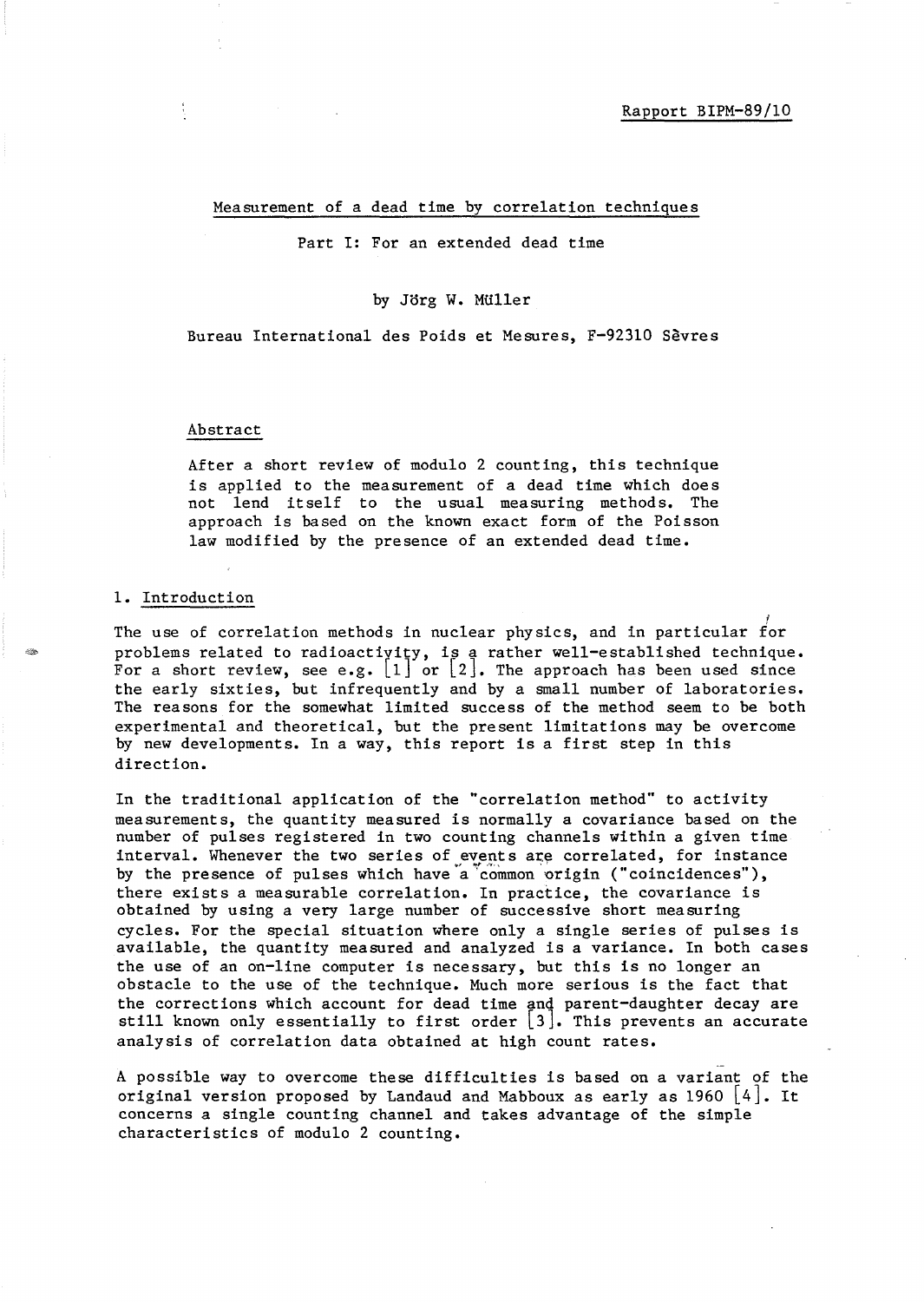Rapport BIPM-89/10

# Measurement of a dead time by correlation techniques

## Part I: For an extended dead time

by Jörg W. Müller

Bureau International des Poids et Mesures, F-92310 Sèvres

### Abstract

After a short review of modulo 2 counting, this technique is applied to the measurement of a dead time which does not lend itself to the usual measuring methods. The approach is based on the known exact form of the Poisson law modified by the presence of an extended dead time.

## 1. Introduction

The use of correlation methods in nuclear physics, and in particular for problems related to radioactivity, is a rather well-established technique. For a short review, see e.g. [1] or [2]. The approach has been used since the early sixties, but infrequently and by a small number of laboratories. The reasons for the somewhat limited success of the method seem to be both experimental and theoretical, but the present limitations may be overcome by new developments. In a way, this report is a first step in this direction.

In the traditional application of the "correlation method" to activity measurements, the quantity measured is normally a covariance based on the number of pulses registered in two counting channels within a given time interval. Whenever the two series of events are correlated, for instance by the presence of pulses which have a common origin ("coincidences"), there exists a measurable correlation. In practice, the covariance is obtained by using a very large number of successive short measuring cycles. For the special situation where only a single series of pulses is available, the quantity measured and analyzed is a variance. In both cases the use of an on-line computer is necessary, but this is no longer an obstacle to the use of the technique. Much more serious is the fact that the corrections which account for dead time and parent-daughter decay are still known only essentially to first order [3]. This prevents an accurate analysis of correlation data obtained at high count rates.

A possible way to overcome these difficulties is based on a variant of the original version proposed by Landaud and Mabboux as early as 1960 [4]. It concerns a single counting channel and takes advantage of the simple characteristics of modulo 2 counting.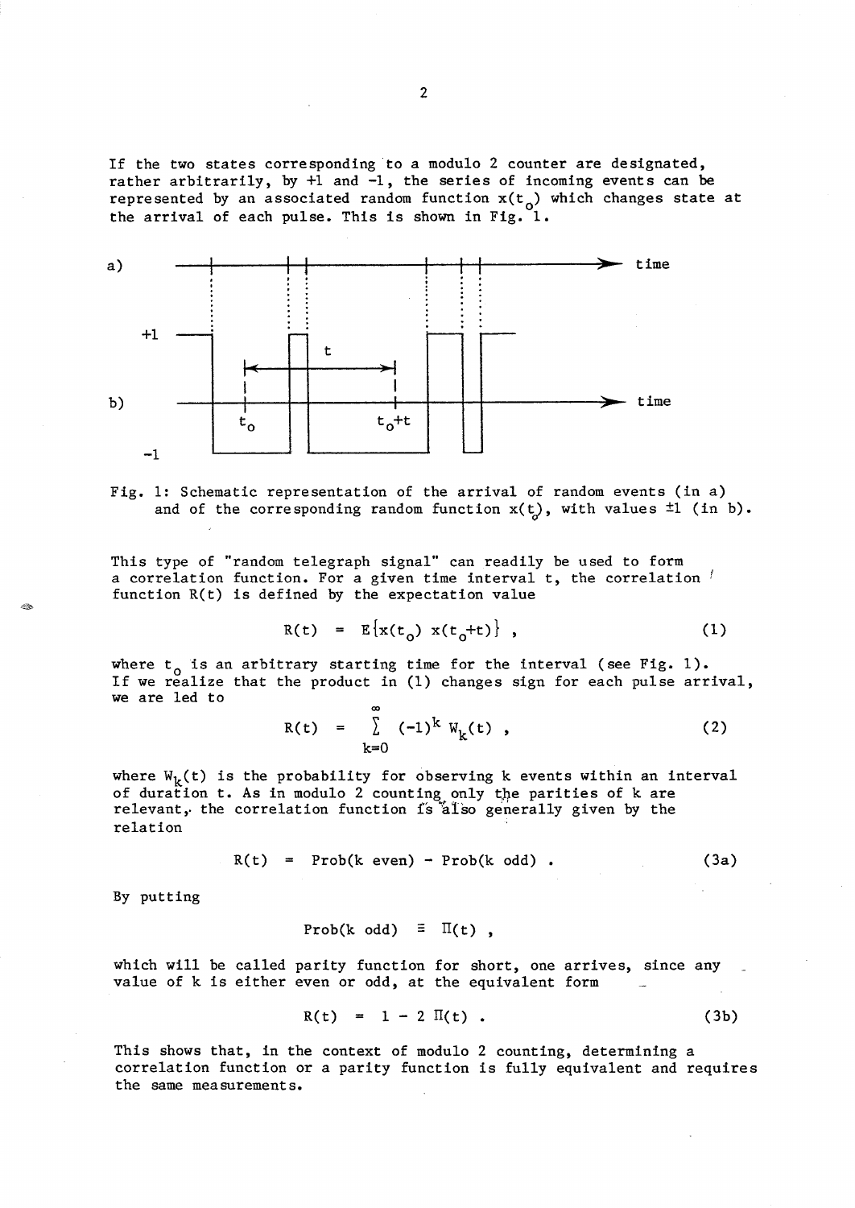If the two states corresponding to a modulo 2 counter are designated, rather arbitrarily, by +1 and −1, the series of incoming events can be represented by an associated random function $x(t_o)$ which changes state at the arrival of each pulse. This is shown in Fig. 1.

Fig. 1: Schematic representation of the arrival of random events (in a) and of the corresponding random function $x(t_o)$, with values ±1 (in b).

This type of "random telegraph signal" can readily be used to form a correlation function. For a given time interval t, the correlation function R(t) is defined by the expectation value

$$R(t) = E\{x(t_o)\, x(t_o+t)\} , \tag{1}$$

where $t_o$ is an arbitrary starting time for the interval (see Fig. 1). If we realize that the product in (1) changes sign for each pulse arrival, we are led to

$$R(t) = \sum_{k=0}^{\infty} (-1)^k\, W_k(t) , \tag{2}$$

where $W_k(t)$ is the probability for observing k events within an interval of duration t. As in modulo 2 counting only the parities of k are relevant, the correlation function is also generally given by the relation

$$R(t) = \text{Prob}(k \text{ even}) - \text{Prob}(k \text{ odd}) . \tag{3a}$$

By putting

$$\text{Prob}(k \text{ odd}) \equiv \Pi(t) ,$$

which will be called parity function for short, one arrives, since any value of k is either even or odd, at the equivalent form

$$R(t) = 1 - 2\, \Pi(t) . \tag{3b}$$

This shows that, in the context of modulo 2 counting, determining a correlation function or a parity function is fully equivalent and requires the same measurements.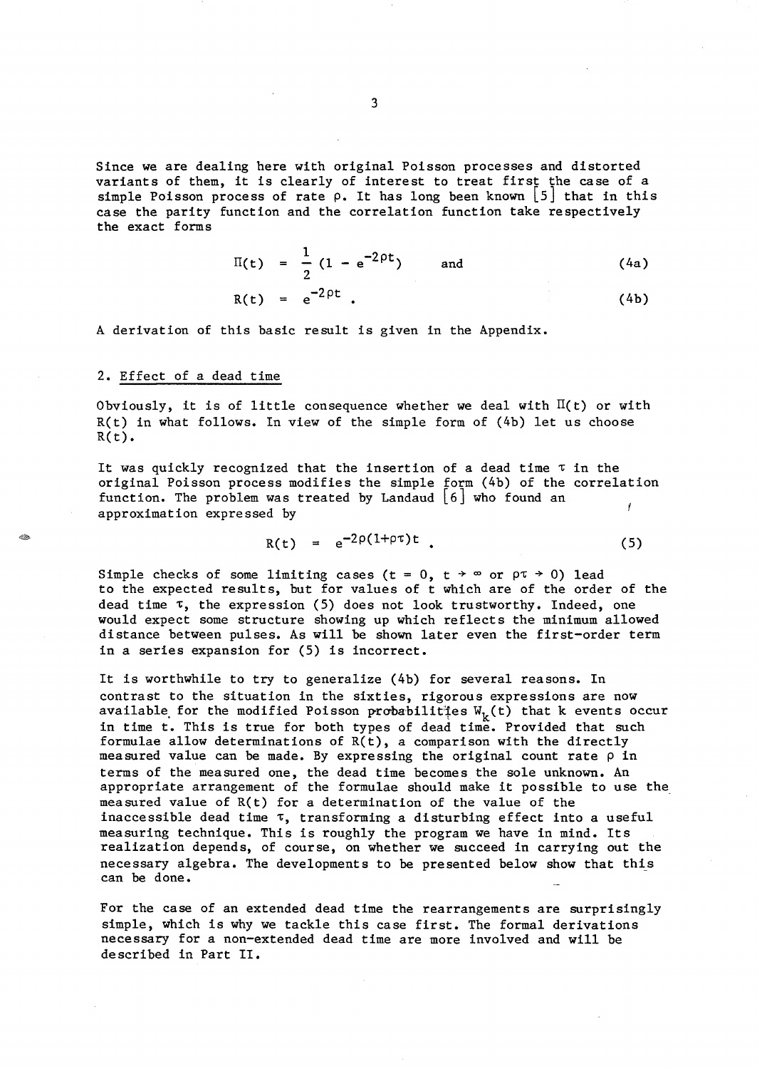Since we are dealing here with original Poisson processes and distorted variants of them, it is clearly of interest to treat first the case of a simple Poisson process of rate $\rho$. It has long been known [5] that in this case the parity function and the correlation function take respectively the exact forms

$$\Pi(t) = \frac{1}{2}(1 - e^{-2\rho t}) \qquad \text{and} \tag{4a}$$

$$R(t) = e^{-2\rho t} . \tag{4b}$$

A derivation of this basic result is given in the Appendix.

## 2. Effect of a dead time

Obviously, it is of little consequence whether we deal with $\Pi(t)$ or with $R(t)$ in what follows. In view of the simple form of (4b) let us choose $R(t)$.

It was quickly recognized that the insertion of a dead time $\tau$ in the original Poisson process modifies the simple form (4b) of the correlation function. The problem was treated by Landaud [6] who found an approximation expressed by

$$R(t) = e^{-2\rho(1+\rho\tau)t} . \tag{5}$$

Simple checks of some limiting cases ($t = 0$, $t \to \infty$ or $\rho\tau \to 0$) lead to the expected results, but for values of $t$ which are of the order of the dead time $\tau$, the expression (5) does not look trustworthy. Indeed, one would expect some structure showing up which reflects the minimum allowed distance between pulses. As will be shown later even the first-order term in a series expansion for (5) is incorrect.

It is worthwhile to try to generalize (4b) for several reasons. In contrast to the situation in the sixties, rigorous expressions are now available for the modified Poisson probabilities $W_k(t)$ that $k$ events occur in time $t$. This is true for both types of dead time. Provided that such formulae allow determinations of $R(t)$, a comparison with the directly measured value can be made. By expressing the original count rate $\rho$ in terms of the measured one, the dead time becomes the sole unknown. An appropriate arrangement of the formulae should make it possible to use the measured value of $R(t)$ for a determination of the value of the inaccessible dead time $\tau$, transforming a disturbing effect into a useful measuring technique. This is roughly the program we have in mind. Its realization depends, of course, on whether we succeed in carrying out the necessary algebra. The developments to be presented below show that this can be done.

For the case of an extended dead time the rearrangements are surprisingly simple, which is why we tackle this case first. The formal derivations necessary for a non-extended dead time are more involved and will be described in Part II.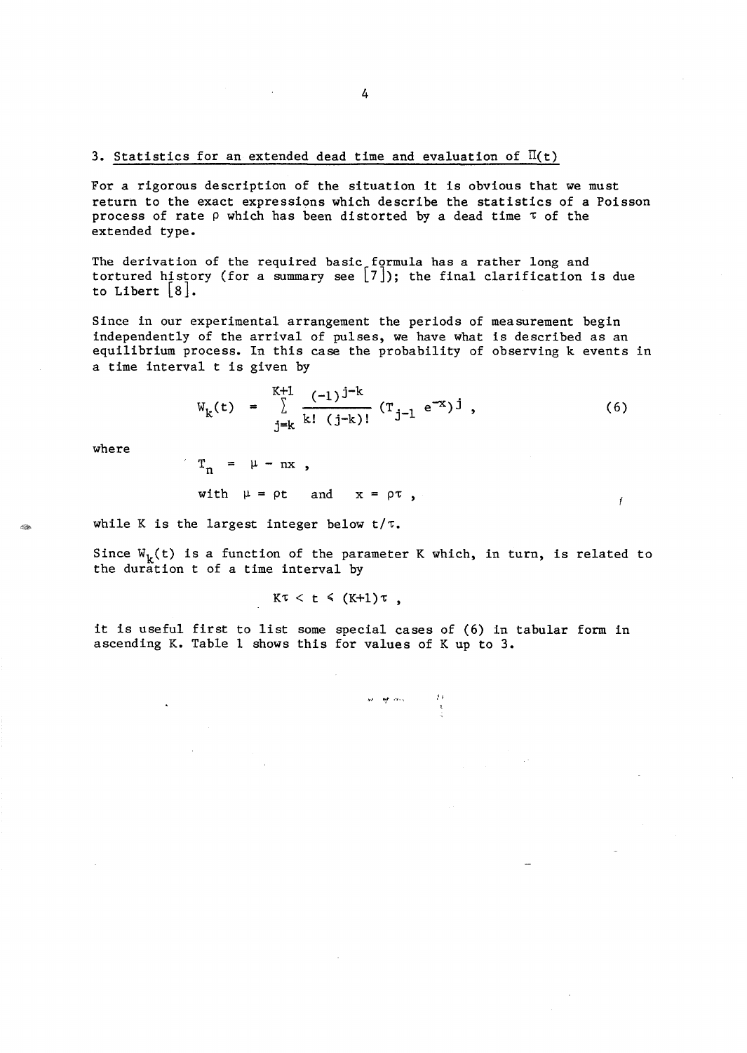## 3. Statistics for an extended dead time and evaluation of $\Pi(t)$

For a rigorous description of the situation it is obvious that we must return to the exact expressions which describe the statistics of a Poisson process of rate $\rho$ which has been distorted by a dead time $\tau$ of the extended type.

The derivation of the required basic formula has a rather long and tortured history (for a summary see [7]); the final clarification is due to Libert [8].

Since in our experimental arrangement the periods of measurement begin independently of the arrival of pulses, we have what is described as an equilibrium process. In this case the probability of observing k events in a time interval t is given by

$$W_k(t) = \sum_{j=k}^{K+1} \frac{(-1)^{j-k}}{k!\,(j-k)!} (T_{j-1}\, e^{-x})^j \,, \tag{6}$$

where

$$T_n = \mu - nx \,,$$

with $\mu = \rho t$ and $x = \rho\tau$,

while K is the largest integer below $t/\tau$.

Since $W_k(t)$ is a function of the parameter K which, in turn, is related to the duration t of a time interval by

$$K\tau < t \leqslant (K+1)\tau \,,$$

it is useful first to list some special cases of (6) in tabular form in ascending K. Table 1 shows this for values of K up to 3.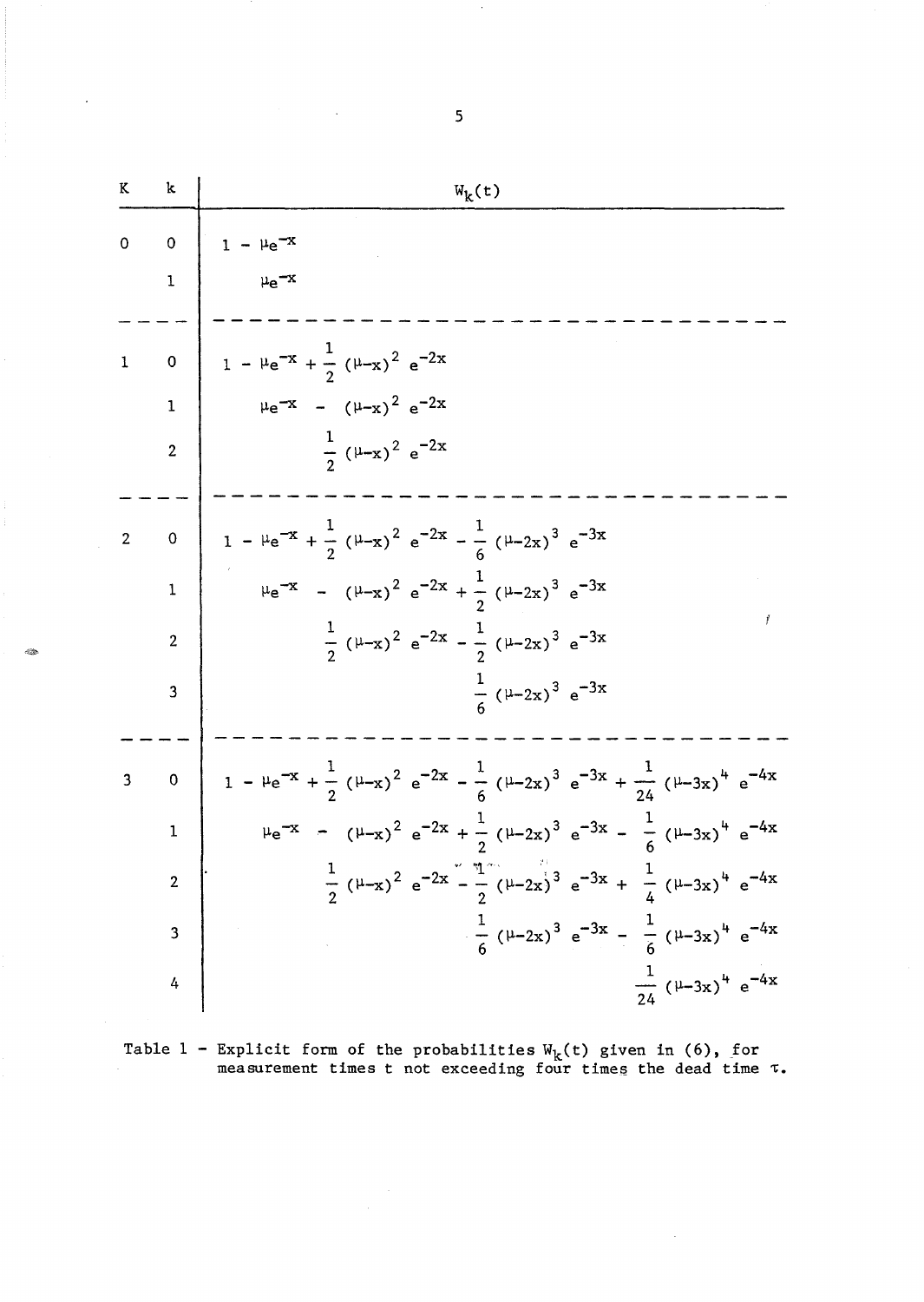| K | k | $W_k(t)$ |
|---|---|---|
| 0 | 0 | $1 - \mu e^{-x}$ |
| | 1 | $\mu e^{-x}$ |
| 1 | 0 | $1 - \mu e^{-x} + \frac{1}{2}(\mu-x)^2 e^{-2x}$ |
| | 1 | $\mu e^{-x} - (\mu-x)^2 e^{-2x}$ |
| | 2 | $\frac{1}{2}(\mu-x)^2 e^{-2x}$ |
| 2 | 0 | $1 - \mu e^{-x} + \frac{1}{2}(\mu-x)^2 e^{-2x} - \frac{1}{6}(\mu-2x)^3 e^{-3x}$ |
| | 1 | $\mu e^{-x} - (\mu-x)^2 e^{-2x} + \frac{1}{2}(\mu-2x)^3 e^{-3x}$ |
| | 2 | $\frac{1}{2}(\mu-x)^2 e^{-2x} - \frac{1}{2}(\mu-2x)^3 e^{-3x}$ |
| | 3 | $\frac{1}{6}(\mu-2x)^3 e^{-3x}$ |
| 3 | 0 | $1 - \mu e^{-x} + \frac{1}{2}(\mu-x)^2 e^{-2x} - \frac{1}{6}(\mu-2x)^3 e^{-3x} + \frac{1}{24}(\mu-3x)^4 e^{-4x}$ |
| | 1 | $\mu e^{-x} - (\mu-x)^2 e^{-2x} + \frac{1}{2}(\mu-2x)^3 e^{-3x} - \frac{1}{6}(\mu-3x)^4 e^{-4x}$ |
| | 2 | $\frac{1}{2}(\mu-x)^2 e^{-2x} - \frac{1}{2}(\mu-2x)^3 e^{-3x} + \frac{1}{4}(\mu-3x)^4 e^{-4x}$ |
| | 3 | $\frac{1}{6}(\mu-2x)^3 e^{-3x} - \frac{1}{6}(\mu-3x)^4 e^{-4x}$ |
| | 4 | $\frac{1}{24}(\mu-3x)^4 e^{-4x}$ |

Table 1 - Explicit form of the probabilities $W_k(t)$ given in (6), for measurement times t not exceeding four times the dead time $\tau$.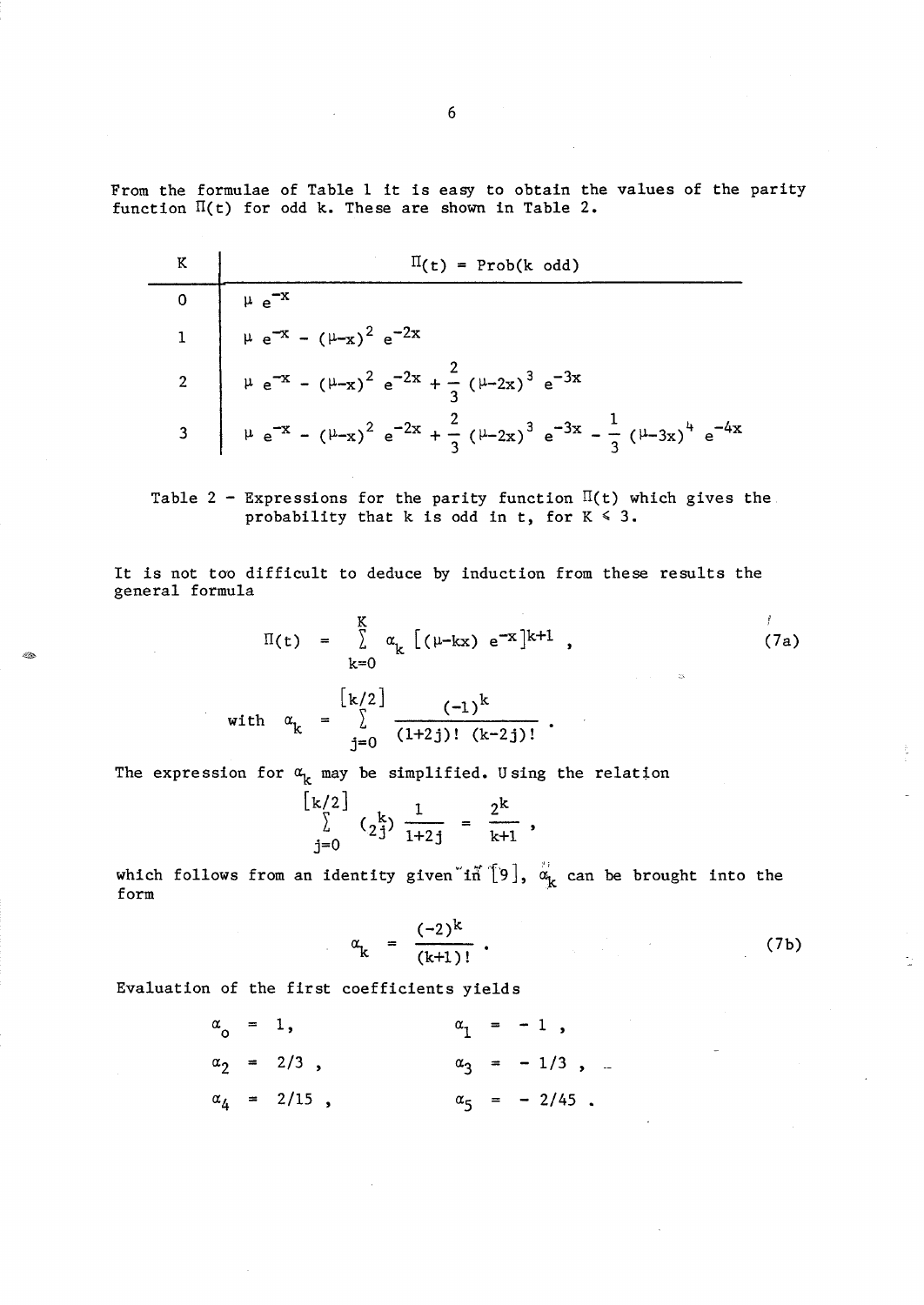From the formulae of Table 1 it is easy to obtain the values of the parity function $\Pi(t)$ for odd k. These are shown in Table 2.

| K | $\Pi(t)$ = Prob(k odd) |
|---|---|
| 0 | $\mu\, e^{-x}$ |
| 1 | $\mu\, e^{-x} - (\mu-x)^2\, e^{-2x}$ |
| 2 | $\mu\, e^{-x} - (\mu-x)^2\, e^{-2x} + \frac{2}{3}\,(\mu-2x)^3\, e^{-3x}$ |
| 3 | $\mu\, e^{-x} - (\mu-x)^2\, e^{-2x} + \frac{2}{3}\,(\mu-2x)^3\, e^{-3x} - \frac{1}{3}\,(\mu-3x)^4\, e^{-4x}$ |

Table 2 - Expressions for the parity function $\Pi(t)$ which gives the probability that k is odd in t, for $K \leqslant 3$.

It is not too difficult to deduce by induction from these results the general formula

$$\Pi(t) \;=\; \sum_{k=0}^{K} \alpha_k \left[(\mu-kx)\; e^{-x}\right]^{k+1}\,, \tag{7a}$$

$$\text{with}\quad \alpha_k \;=\; \sum_{j=0}^{[k/2]} \frac{(-1)^k}{(1+2j)!\;(k-2j)!}\;.$$

The expression for $\alpha_k$ may be simplified. Using the relation

$$\sum_{j=0}^{[k/2]} \binom{k}{2j} \frac{1}{1+2j} \;=\; \frac{2^k}{k+1}\;,$$

which follows from an identity given in [9], $\alpha_k$ can be brought into the form

$$\alpha_k \;=\; \frac{(-2)^k}{(k+1)!}\;. \tag{7b}$$

Evaluation of the first coefficients yields

$$\alpha_0 = 1, \qquad \alpha_1 = -1\,,$$

$$\alpha_2 = 2/3\,, \qquad \alpha_3 = -1/3\,,$$

$$\alpha_4 = 2/15\,, \qquad \alpha_5 = -2/45\,.$$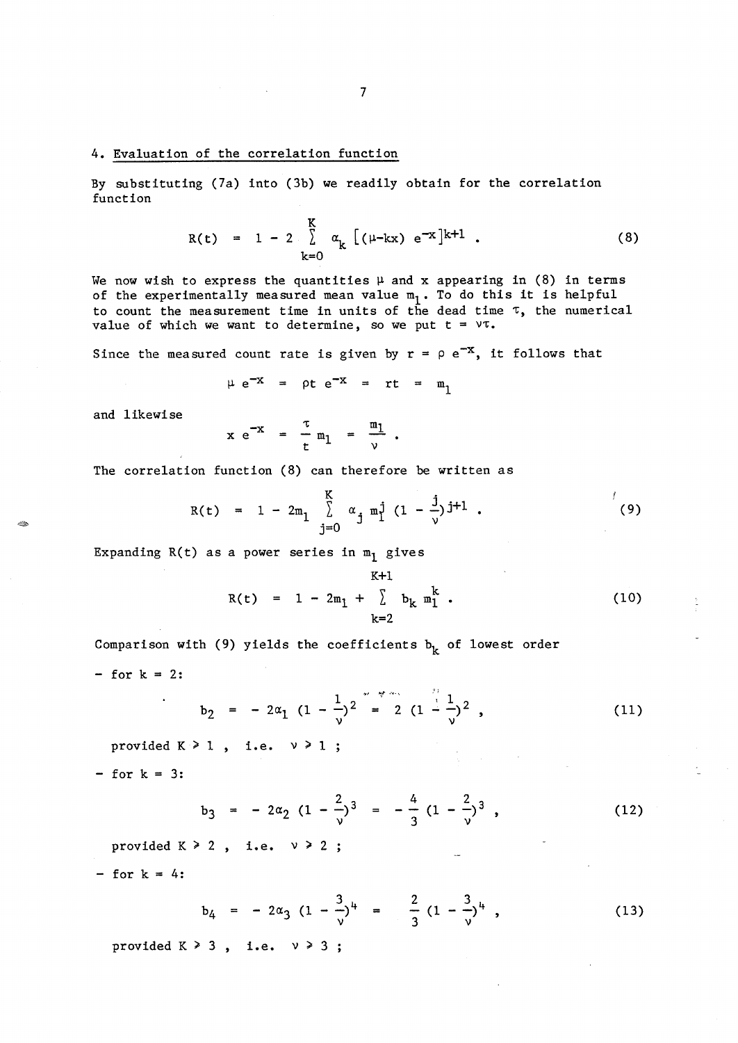## 4. Evaluation of the correlation function

By substituting (7a) into (3b) we readily obtain for the correlation function

$$R(t) = 1 - 2 \sum_{k=0}^{K} \alpha_k \left[(\mu - kx)\, e^{-x}\right]^{k+1} . \tag{8}$$

We now wish to express the quantities $\mu$ and $x$ appearing in (8) in terms of the experimentally measured mean value $m_1$. To do this it is helpful to count the measurement time in units of the dead time $\tau$, the numerical value of which we want to determine, so we put $t = \nu\tau$.

Since the measured count rate is given by $r = \rho\, e^{-x}$, it follows that

$$\mu\, e^{-x} = \rho t\, e^{-x} = rt = m_1$$

and likewise

$$x\, e^{-x} = \frac{\tau}{t} m_1 = \frac{m_1}{\nu} .$$

The correlation function (8) can therefore be written as

$$R(t) = 1 - 2m_1 \sum_{j=0}^{K} \alpha_j\, m_1^j \left(1 - \frac{j}{\nu}\right)^{j+1} . \tag{9}$$

Expanding $R(t)$ as a power series in $m_1$ gives

$$R(t) = 1 - 2m_1 + \sum_{k=2}^{K+1} b_k\, m_1^k . \tag{10}$$

Comparison with (9) yields the coefficients $b_k$ of lowest order

- for $k = 2$:

$$b_2 = -2\alpha_1 \left(1 - \frac{1}{\nu}\right)^2 = 2\left(1 - \frac{1}{\nu}\right)^2 , \tag{11}$$

provided $K \geq 1$ , i.e. $\nu \geq 1$ ;

- for $k = 3$:

$$b_3 = -2\alpha_2 \left(1 - \frac{2}{\nu}\right)^3 = -\frac{4}{3}\left(1 - \frac{2}{\nu}\right)^3 , \tag{12}$$

provided $K \geq 2$ , i.e. $\nu \geq 2$ ;

- for $k = 4$:

$$b_4 = -2\alpha_3 \left(1 - \frac{3}{\nu}\right)^4 = \frac{2}{3}\left(1 - \frac{3}{\nu}\right)^4 , \tag{13}$$

provided $K \geq 3$ , i.e. $\nu \geq 3$ ;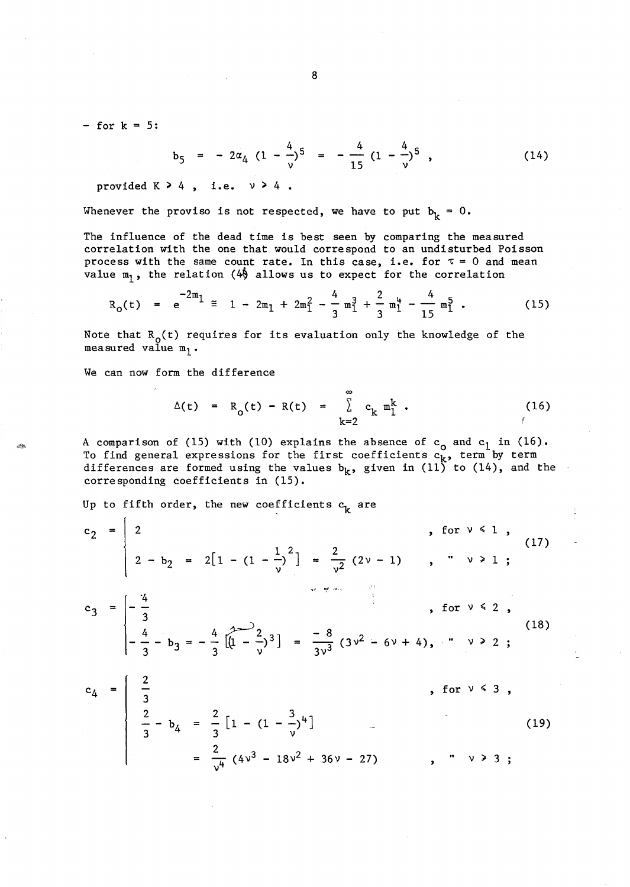- for k = 5:

$$b_5 = -2\alpha_4 \left(1 - \frac{4}{\nu}\right)^5 = -\frac{4}{15}\left(1 - \frac{4}{\nu}\right)^5 , \tag{14}$$

provided $K > 4$ , i.e. $\nu > 4$ .

Whenever the proviso is not respected, we have to put $b_k = 0$.

The influence of the dead time is best seen by comparing the measured correlation with the one that would correspond to an undisturbed Poisson process with the same count rate. In this case, i.e. for $\tau = 0$ and mean value $m_1$, the relation (4) allows us to expect for the correlation

$$R_o(t) = e^{-2m_1} \cong 1 - 2m_1 + 2m_1^2 - \frac{4}{3}m_1^3 + \frac{2}{3}m_1^4 - \frac{4}{15}m_1^5 . \tag{15}$$

Note that $R_o(t)$ requires for its evaluation only the knowledge of the measured value $m_1$.

We can now form the difference

$$\Delta(t) = R_o(t) - R(t) = \sum_{k=2}^{\infty} c_k \, m_1^k . \tag{16}$$

A comparison of (15) with (10) explains the absence of $c_o$ and $c_1$ in (16). To find general expressions for the first coefficients $c_k$, term by term differences are formed using the values $b_k$, given in (11) to (14), and the corresponding coefficients in (15).

Up to fifth order, the new coefficients $c_k$ are

$$c_2 = \begin{cases} 2 & \text{, for } \nu \leq 1 , \\ 2 - b_2 = 2\left[1 - \left(1 - \frac{1}{\nu}\right)^2\right] = \frac{2}{\nu^2}(2\nu - 1) & \text{, " } \nu \geq 1 ; \end{cases} \tag{17}$$

$$c_3 = \begin{cases} -\frac{4}{3} & \text{, for } \nu \leq 2 , \\ -\frac{4}{3} - b_3 = -\frac{4}{3}\left[1 - \left(1 - \frac{2}{\nu}\right)^3\right] = \frac{-8}{3\nu^3}(3\nu^2 - 6\nu + 4) & \text{, " } \nu \geq 2 ; \end{cases} \tag{18}$$

$$c_4 = \begin{cases} \frac{2}{3} & \text{, for } \nu \leq 3 , \\ \frac{2}{3} - b_4 = \frac{2}{3}\left[1 - \left(1 - \frac{3}{\nu}\right)^4\right] & \\ \quad = \frac{2}{\nu^4}(4\nu^3 - 18\nu^2 + 36\nu - 27) & \text{, " } \nu \geq 3 ; \end{cases} \tag{19}$$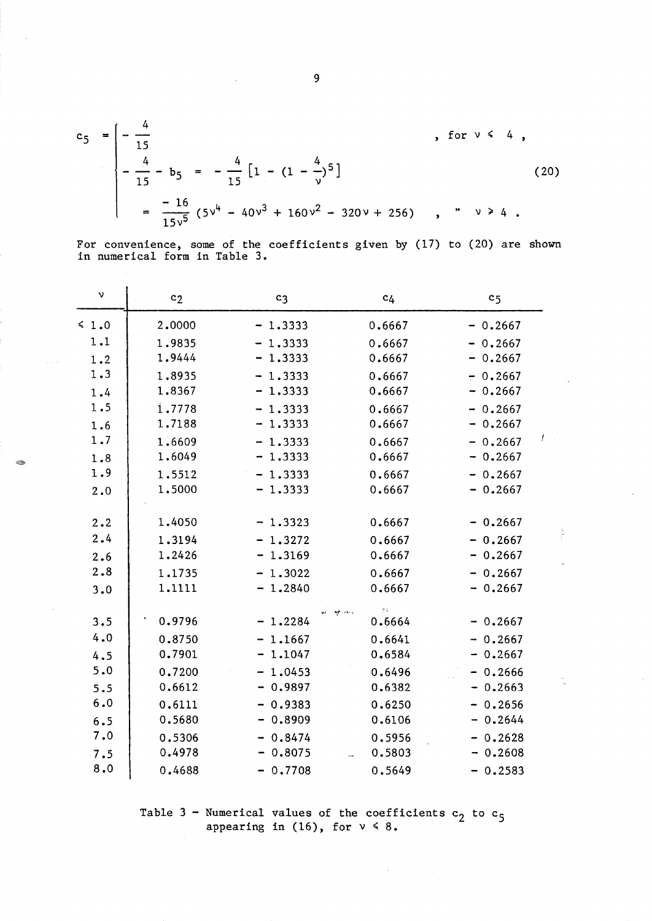$$
c_5 = \begin{cases} -\dfrac{4}{15} & , \text{ for } \nu \leqslant 4 , \\[2ex] -\dfrac{4}{15} - b_5 = -\dfrac{4}{15}\left[1 - \left(1 - \dfrac{4}{\nu}\right)^5\right] & \\[2ex] = \dfrac{-16}{15\nu^5}\left(5\nu^4 - 40\nu^3 + 160\nu^2 - 320\nu + 256\right) & , \text{ " } \nu \geqslant 4 . \end{cases} \tag{20}
$$

For convenience, some of the coefficients given by (17) to (20) are shown in numerical form in Table 3.

| $\nu$ | $c_2$ | $c_3$ | $c_4$ | $c_5$ |
|---|---|---|---|---|
| ⩽ 1.0 | 2.0000 | − 1.3333 | 0.6667 | − 0.2667 |
| 1.1 | 1.9835 | − 1.3333 | 0.6667 | − 0.2667 |
| 1.2 | 1.9444 | − 1.3333 | 0.6667 | − 0.2667 |
| 1.3 | 1.8935 | − 1.3333 | 0.6667 | − 0.2667 |
| 1.4 | 1.8367 | − 1.3333 | 0.6667 | − 0.2667 |
| 1.5 | 1.7778 | − 1.3333 | 0.6667 | − 0.2667 |
| 1.6 | 1.7188 | − 1.3333 | 0.6667 | − 0.2667 |
| 1.7 | 1.6609 | − 1.3333 | 0.6667 | − 0.2667 |
| 1.8 | 1.6049 | − 1.3333 | 0.6667 | − 0.2667 |
| 1.9 | 1.5512 | − 1.3333 | 0.6667 | − 0.2667 |
| 2.0 | 1.5000 | − 1.3333 | 0.6667 | − 0.2667 |
| 2.2 | 1.4050 | − 1.3323 | 0.6667 | − 0.2667 |
| 2.4 | 1.3194 | − 1.3272 | 0.6667 | − 0.2667 |
| 2.6 | 1.2426 | − 1.3169 | 0.6667 | − 0.2667 |
| 2.8 | 1.1735 | − 1.3022 | 0.6667 | − 0.2667 |
| 3.0 | 1.1111 | − 1.2840 | 0.6667 | − 0.2667 |
| 3.5 | 0.9796 | − 1.2284 | 0.6664 | − 0.2667 |
| 4.0 | 0.8750 | − 1.1667 | 0.6641 | − 0.2667 |
| 4.5 | 0.7901 | − 1.1047 | 0.6584 | − 0.2667 |
| 5.0 | 0.7200 | − 1.0453 | 0.6496 | − 0.2666 |
| 5.5 | 0.6612 | − 0.9897 | 0.6382 | − 0.2663 |
| 6.0 | 0.6111 | − 0.9383 | 0.6250 | − 0.2656 |
| 6.5 | 0.5680 | − 0.8909 | 0.6106 | − 0.2644 |
| 7.0 | 0.5306 | − 0.8474 | 0.5956 | − 0.2628 |
| 7.5 | 0.4978 | − 0.8075 | 0.5803 | − 0.2608 |
| 8.0 | 0.4688 | − 0.7708 | 0.5649 | − 0.2583 |

Table 3 – Numerical values of the coefficients $c_2$ to $c_5$ appearing in (16), for $\nu \leqslant 8$.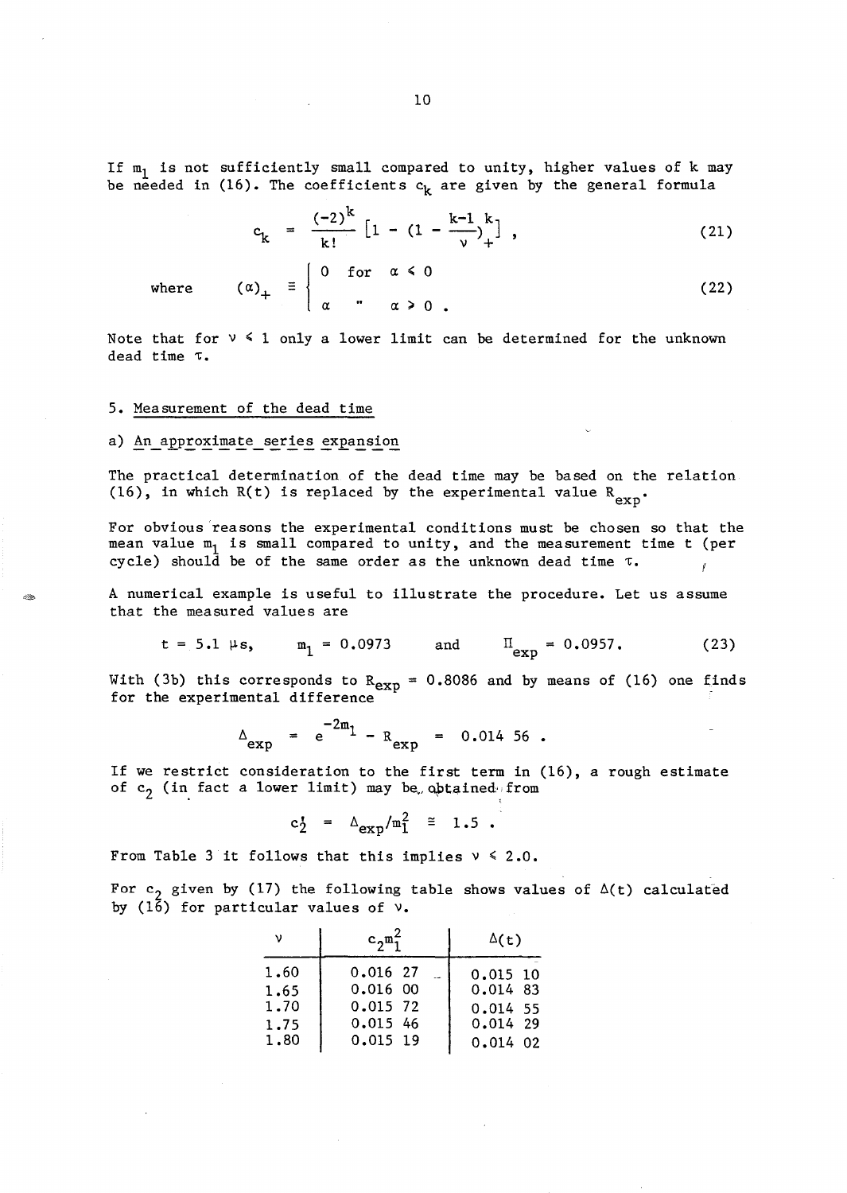If $m_1$ is not sufficiently small compared to unity, higher values of k may be needed in (16). The coefficients $c_k$ are given by the general formula

$$c_k = \frac{(-2)^k}{k!} \left[1 - \left(1 - \frac{k-1}{\nu}\right)_+^k\right] , \tag{21}$$

$$\text{where} \qquad (\alpha)_+ \equiv \begin{cases} 0 & \text{for} \quad \alpha \leq 0 \\ \alpha & \text{"} \quad \alpha \geq 0 . \end{cases} \tag{22}$$

Note that for $\nu \leq 1$ only a lower limit can be determined for the unknown dead time $\tau$.

## 5. Measurement of the dead time

### a) An approximate series expansion

The practical determination of the dead time may be based on the relation (16), in which $R(t)$ is replaced by the experimental value $R_{exp}$.

For obvious reasons the experimental conditions must be chosen so that the mean value $m_1$ is small compared to unity, and the measurement time t (per cycle) should be of the same order as the unknown dead time $\tau$.

A numerical example is useful to illustrate the procedure. Let us assume that the measured values are

$$t = 5.1\ \mu\text{s}, \qquad m_1 = 0.0973 \qquad \text{and} \qquad \Pi_{exp} = 0.0957. \tag{23}$$

With (3b) this corresponds to $R_{exp} = 0.8086$ and by means of (16) one finds for the experimental difference

$$\Delta_{exp} = e^{-2m_1} - R_{exp} = 0.014\ 56 .$$

If we restrict consideration to the first term in (16), a rough estimate of $c_2$ (in fact a lower limit) may be obtained from

$$c_2' = \Delta_{exp}/m_1^2 \cong 1.5 .$$

From Table 3 it follows that this implies $\nu \leq 2.0$.

For $c_2$ given by (17) the following table shows values of $\Delta(t)$ calculated by (16) for particular values of $\nu$.

| $\nu$ | $c_2 m_1^2$ | $\Delta(t)$ |
|---|---|---|
| 1.60 | 0.016 27 | 0.015 10 |
| 1.65 | 0.016 00 | 0.014 83 |
| 1.70 | 0.015 72 | 0.014 55 |
| 1.75 | 0.015 46 | 0.014 29 |
| 1.80 | 0.015 19 | 0.014 02 |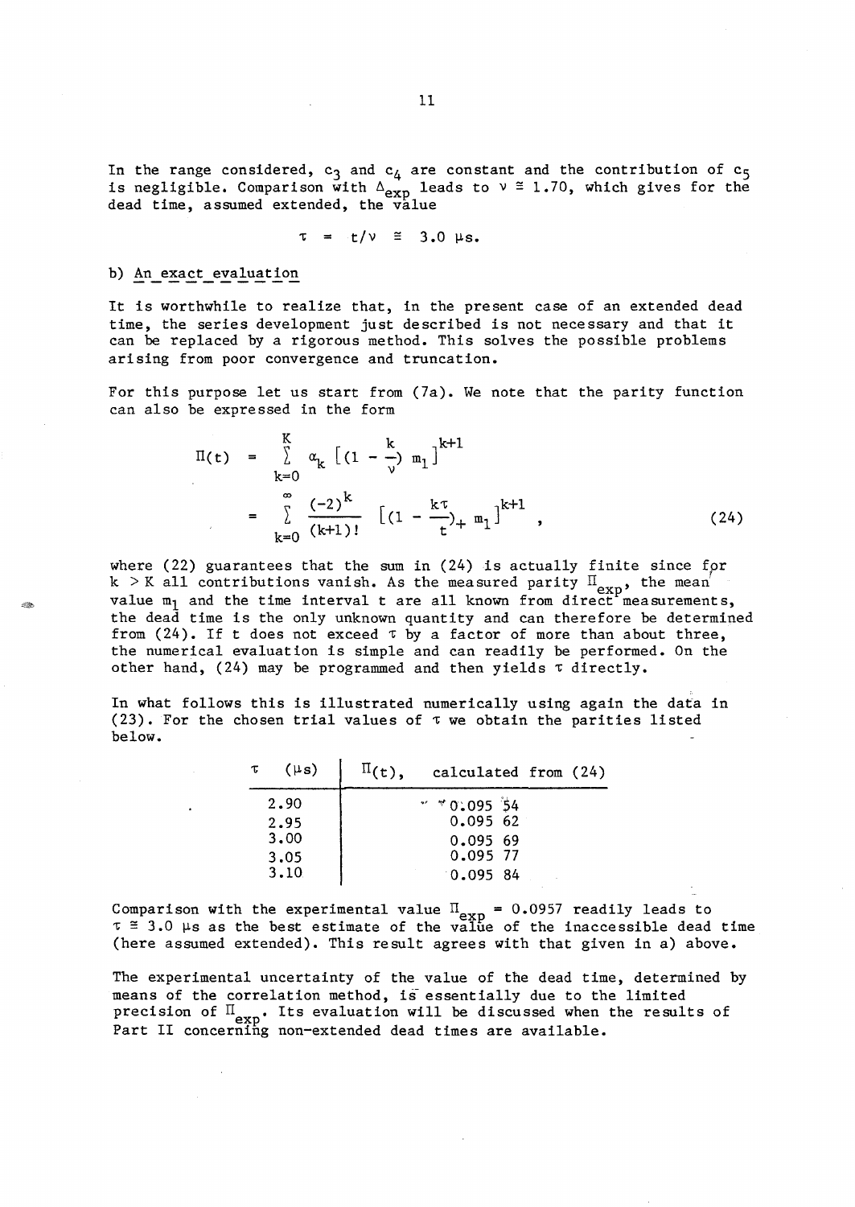In the range considered, $c_3$ and $c_4$ are constant and the contribution of $c_5$ is negligible. Comparison with $\Delta_{exp}$ leads to $\nu \cong 1.70$, which gives for the dead time, assumed extended, the value

$$\tau = t/\nu \cong 3.0 \ \mu s.$$

b) An exact evaluation

It is worthwhile to realize that, in the present case of an extended dead time, the series development just described is not necessary and that it can be replaced by a rigorous method. This solves the possible problems arising from poor convergence and truncation.

For this purpose let us start from (7a). We note that the parity function can also be expressed in the form

$$\begin{aligned}\Pi(t) &= \sum_{k=0}^{K} \alpha_k \left[(1 - \frac{k}{\nu})\, m_1\right]^{k+1} \\ &= \sum_{k=0}^{\infty} \frac{(-2)^k}{(k+1)!} \left[(1 - \frac{k\tau}{t})_+ \, m_1\right]^{k+1} ,\end{aligned} \tag{24}$$

where (22) guarantees that the sum in (24) is actually finite since for $k > K$ all contributions vanish. As the measured parity $\Pi_{exp}$, the mean value $m_1$ and the time interval t are all known from direct measurements, the dead time is the only unknown quantity and can therefore be determined from (24). If t does not exceed $\tau$ by a factor of more than about three, the numerical evaluation is simple and can readily be performed. On the other hand, (24) may be programmed and then yields $\tau$ directly.

In what follows this is illustrated numerically using again the data in (23). For the chosen trial values of $\tau$ we obtain the parities listed below.

| $\tau$ (μs) | $\Pi(t)$, calculated from (24) |
|---|---|
| 2.90 | 0.095 54 |
| 2.95 | 0.095 62 |
| 3.00 | 0.095 69 |
| 3.05 | 0.095 77 |
| 3.10 | 0.095 84 |

Comparison with the experimental value $\Pi_{exp} = 0.0957$ readily leads to $\tau \cong 3.0$ μs as the best estimate of the value of the inaccessible dead time (here assumed extended). This result agrees with that given in a) above.

The experimental uncertainty of the value of the dead time, determined by means of the correlation method, is essentially due to the limited precision of $\Pi_{exp}$. Its evaluation will be discussed when the results of Part II concerning non-extended dead times are available.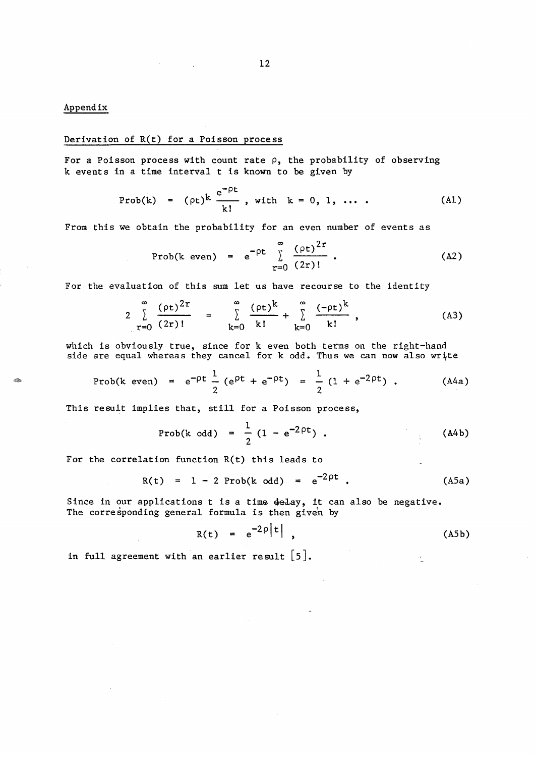## Appendix

### Derivation of R(t) for a Poisson process

For a Poisson process with count rate $\rho$, the probability of observing k events in a time interval t is known to be given by

$$\mathrm{Prob}(k) \;=\; (\rho t)^k \frac{e^{-\rho t}}{k!}\,, \text{ with } k = 0, 1, \ldots \,. \tag{A1}$$

From this we obtain the probability for an even number of events as

$$\mathrm{Prob}(k \text{ even}) \;=\; e^{-\rho t} \sum_{r=0}^{\infty} \frac{(\rho t)^{2r}}{(2r)!}\,. \tag{A2}$$

For the evaluation of this sum let us have recourse to the identity

$$2 \sum_{r=0}^{\infty} \frac{(\rho t)^{2r}}{(2r)!} \;=\; \sum_{k=0}^{\infty} \frac{(\rho t)^k}{k!} + \sum_{k=0}^{\infty} \frac{(-\rho t)^k}{k!}\,, \tag{A3}$$

which is obviously true, since for k even both terms on the right-hand side are equal whereas they cancel for k odd. Thus we can now also write

$$\mathrm{Prob}(k \text{ even}) \;=\; e^{-\rho t}\,\frac{1}{2}\,(e^{\rho t} + e^{-\rho t}) \;=\; \frac{1}{2}\,(1 + e^{-2\rho t})\,. \tag{A4a}$$

This result implies that, still for a Poisson process,

$$\mathrm{Prob}(k \text{ odd}) \;=\; \frac{1}{2}\,(1 - e^{-2\rho t})\,. \tag{A4b}$$

For the correlation function R(t) this leads to

$$R(t) \;=\; 1 - 2\,\mathrm{Prob}(k \text{ odd}) \;=\; e^{-2\rho t}\,. \tag{A5a}$$

Since in our applications t is a time delay, it can also be negative. The corresponding general formula is then given by

$$R(t) \;=\; e^{-2\rho|t|}\,, \tag{A5b}$$

in full agreement with an earlier result [5].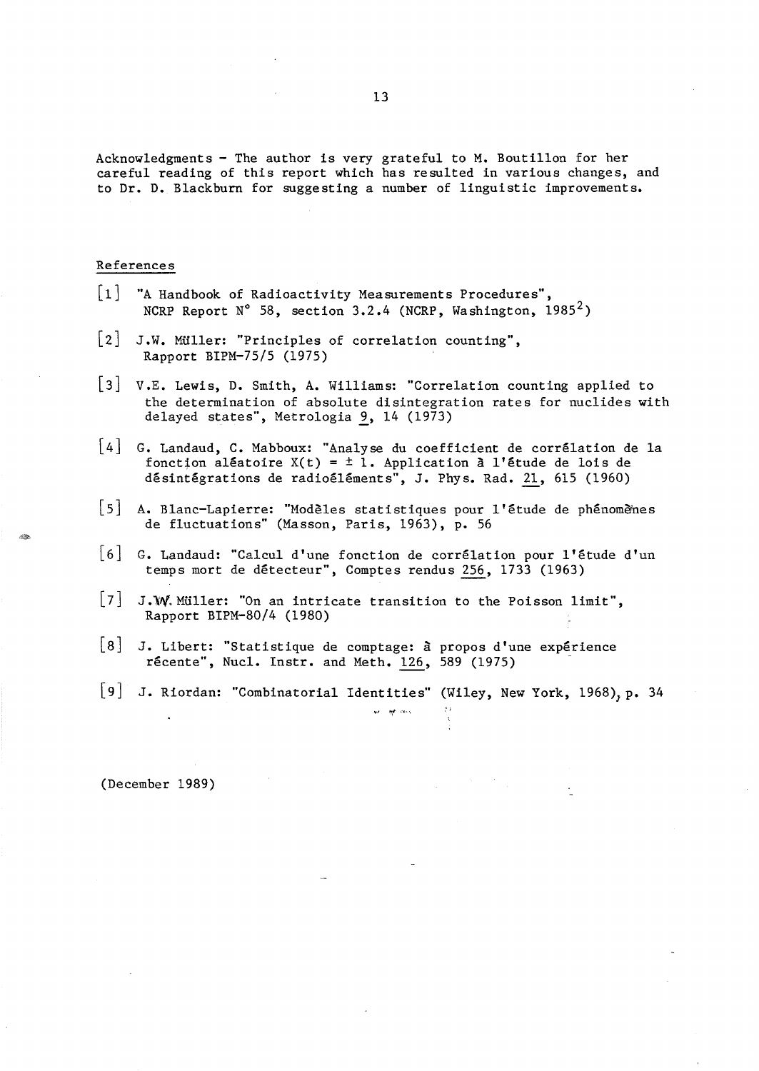Acknowledgments - The author is very grateful to M. Boutillon for her careful reading of this report which has resulted in various changes, and to Dr. D. Blackburn for suggesting a number of linguistic improvements.

## References

[1] "A Handbook of Radioactivity Measurements Procedures", NCRP Report N° 58, section 3.2.4 (NCRP, Washington, 1985$^2$)

[2] J.W. Müller: "Principles of correlation counting", Rapport BIPM-75/5 (1975)

[3] V.E. Lewis, D. Smith, A. Williams: "Correlation counting applied to the determination of absolute disintegration rates for nuclides with delayed states", Metrologia 9, 14 (1973)

[4] G. Landaud, C. Mabboux: "Analyse du coefficient de corrélation de la fonction aléatoire $X(t) = \pm 1$. Application à l'étude de lois de désintégrations de radioéléments", J. Phys. Rad. 21, 615 (1960)

[5] A. Blanc-Lapierre: "Modèles statistiques pour l'étude de phénomènes de fluctuations" (Masson, Paris, 1963), p. 56

[6] G. Landaud: "Calcul d'une fonction de corrélation pour l'étude d'un temps mort de détecteur", Comptes rendus 256, 1733 (1963)

[7] J.W. Müller: "On an intricate transition to the Poisson limit", Rapport BIPM-80/4 (1980)

[8] J. Libert: "Statistique de comptage: à propos d'une expérience récente", Nucl. Instr. and Meth. 126, 589 (1975)

[9] J. Riordan: "Combinatorial Identities" (Wiley, New York, 1968), p. 34

(December 1989)